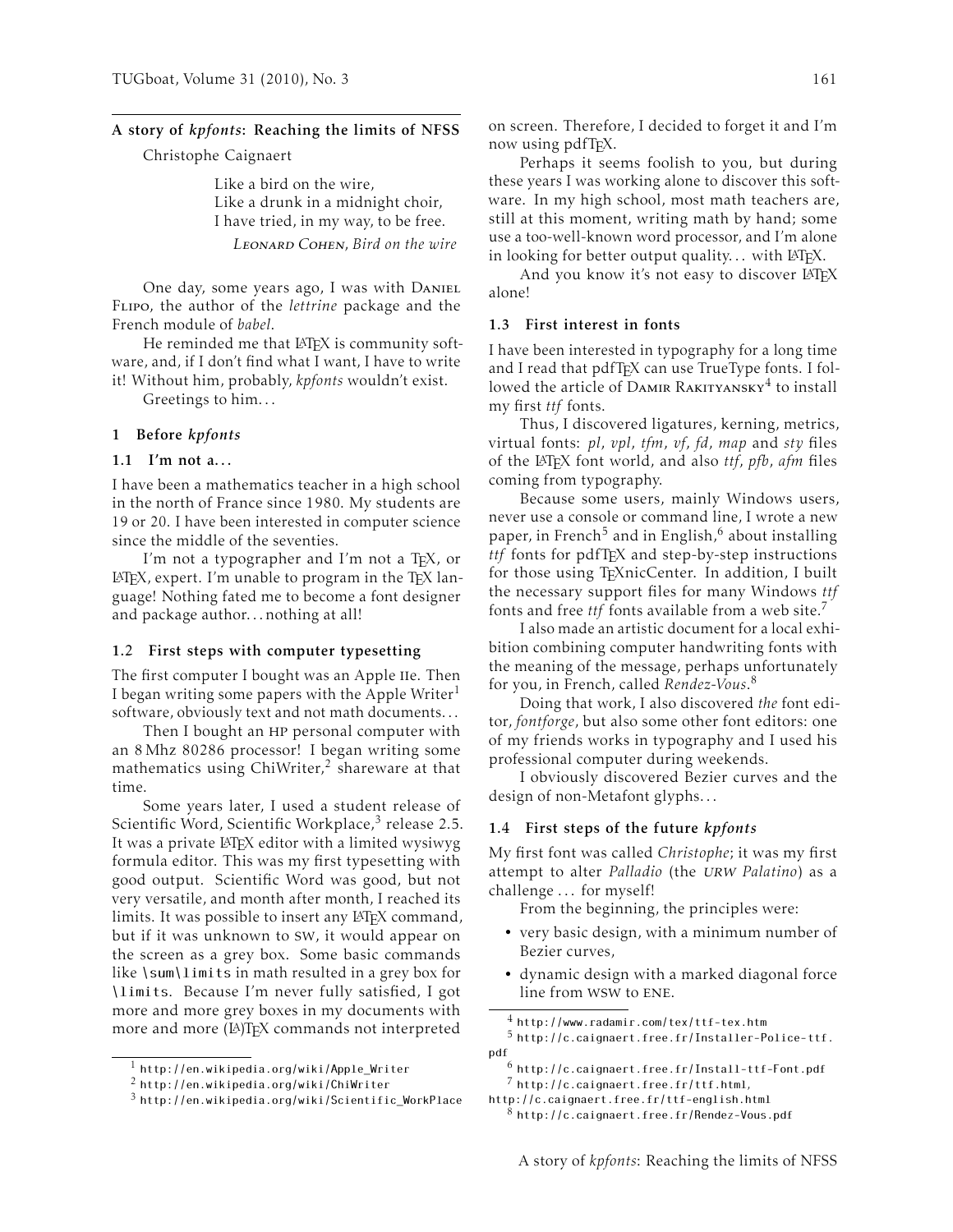# A story of *kpfonts*: Reaching the limits of NFSS

Christophe Caignaert

> Like a bird on the wire,
> Like a drunk in a midnight choir,
> I have tried, in my way, to be free.
>
> *Leonard Cohen*, *Bird on the wire*

One day, some years ago, I was with Daniel Flipo, the author of the *lettrine* package and the French module of *babel*.

He reminded me that LaTeX is community software, and, if I don't find what I want, I have to write it! Without him, probably, *kpfonts* wouldn't exist.

Greetings to him...

## 1 Before *kpfonts*

### 1.1 I'm not a...

I have been a mathematics teacher in a high school in the north of France since 1980. My students are 19 or 20. I have been interested in computer science since the middle of the seventies.

I'm not a typographer and I'm not a TeX, or LaTeX, expert. I'm unable to program in the TeX language! Nothing fated me to become a font designer and package author... nothing at all!

### 1.2 First steps with computer typesetting

The first computer I bought was an Apple IIe. Then I began writing some papers with the Apple Writer[1] software, obviously text and not math documents...

Then I bought an HP personal computer with an 8 Mhz 80286 processor! I began writing some mathematics using ChiWriter,[2] shareware at that time.

Some years later, I used a student release of Scientific Word, Scientific Workplace,[3] release 2.5. It was a private LaTeX editor with a limited wysiwyg formula editor. This was my first typesetting with good output. Scientific Word was good, but not very versatile, and month after month, I reached its limits. It was possible to insert any LaTeX command, but if it was unknown to SW, it would appear on the screen as a grey box. Some basic commands like `\sum\limits` in math resulted in a grey box for `\limits`. Because I'm never fully satisfied, I got more and more grey boxes in my documents with more and more (La)TeX commands not interpreted on screen. Therefore, I decided to forget it and I'm now using pdfTeX.

Perhaps it seems foolish to you, but during these years I was working alone to discover this software. In my high school, most math teachers are, still at this moment, writing math by hand; some use a too-well-known word processor, and I'm alone in looking for better output quality... with LaTeX.

And you know it's not easy to discover LaTeX alone!

### 1.3 First interest in fonts

I have been interested in typography for a long time and I read that pdfTeX can use TrueType fonts. I followed the article of Damir Rakityansky[4] to install my first *ttf* fonts.

Thus, I discovered ligatures, kerning, metrics, virtual fonts: *pl*, *vpl*, *tfm*, *vf*, *fd*, *map* and *sty* files of the LaTeX font world, and also *ttf*, *pfb*, *afm* files coming from typography.

Because some users, mainly Windows users, never use a console or command line, I wrote a new paper, in French[5] and in English,[6] about installing *ttf* fonts for pdfTeX and step-by-step instructions for those using TeXnicCenter. In addition, I built the necessary support files for many Windows *ttf* fonts and free *ttf* fonts available from a web site.[7]

I also made an artistic document for a local exhibition combining computer handwriting fonts with the meaning of the message, perhaps unfortunately for you, in French, called *Rendez-Vous*.[8]

Doing that work, I also discovered *the* font editor, *fontforge*, but also some other font editors: one of my friends works in typography and I used his professional computer during weekends.

I obviously discovered Bezier curves and the design of non-Metafont glyphs...

### 1.4 First steps of the future *kpfonts*

My first font was called *Christophe*; it was my first attempt to alter *Palladio* (the URW *Palatino*) as a challenge ... for myself!

From the beginning, the principles were:

- very basic design, with a minimum number of Bezier curves,
- dynamic design with a marked diagonal force line from WSW to ENE.

---

[1] http://en.wikipedia.org/wiki/Apple_Writer

[2] http://en.wikipedia.org/wiki/ChiWriter

[3] http://en.wikipedia.org/wiki/Scientific_WorkPlace

[4] http://www.radamir.com/tex/ttf-tex.htm

[5] http://c.caignaert.free.fr/Installer-Police-ttf.pdf

[6] http://c.caignaert.free.fr/Install-ttf-Font.pdf

[7] http://c.caignaert.free.fr/ttf.html, http://c.caignaert.free.fr/ttf-english.html

[8] http://c.caignaert.free.fr/Rendez-Vous.pdf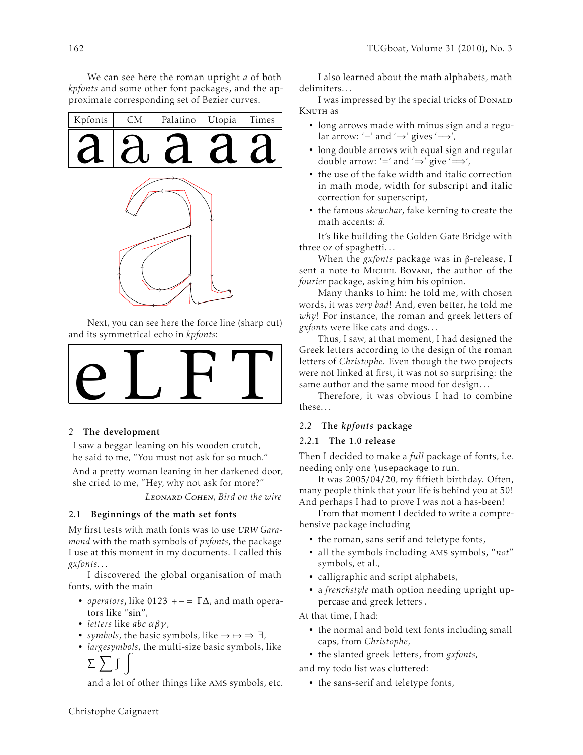We can see here the roman upright *a* of both *kpfonts* and some other font packages, and the approximate corresponding set of Bezier curves.

| Kpfonts | CM | Palatino | Utopia | Times |
|---|---|---|---|---|
| a | a | a | a | a |

Next, you can see here the force line (sharp cut) and its symmetrical echo in *kpfonts*:

| e | L | F | T |
|---|---|---|---|

## 2 The development

I saw a beggar leaning on his wooden crutch,
he said to me, "You must not ask for so much."

And a pretty woman leaning in her darkened door,
she cried to me, "Hey, why not ask for more?"

LEONARD COHEN, *Bird on the wire*

### 2.1 Beginnings of the math set fonts

My first tests with math fonts was to use *URW Garamond* with the math symbols of *pxfonts*, the package I use at this moment in my documents. I called this *gxfonts*. . .

I discovered the global organisation of math fonts, with the main

- *operators*, like 0123 + − = ΓΔ, and math operators like "sin",
- *letters* like *abc* $\alpha\beta\gamma$,
- *symbols*, the basic symbols, like $\rightarrow \mapsto \Rightarrow \exists$,
- *largesymbols*, the multi-size basic symbols, like $\Sigma \sum \int \displaystyle\int$

  and a lot of other things like AMS symbols, etc.

I also learned about the math alphabets, math delimiters. . .

I was impressed by the special tricks of DONALD KNUTH as

- long arrows made with minus sign and a regular arrow: '−' and '→' gives '⟶',
- long double arrows with equal sign and regular double arrow: '=' and '⇒' give '⟹',
- the use of the fake width and italic correction in math mode, width for subscript and italic correction for superscript,
- the famous *skewchar*, fake kerning to create the math accents: $\tilde{a}$.

It's like building the Golden Gate Bridge with three oz of spaghetti. . .

When the *gxfonts* package was in β-release, I sent a note to MICHEL BOVANI, the author of the *fourier* package, asking him his opinion.

Many thanks to him: he told me, with chosen words, it was *very bad*! And, even better, he told me *why*! For instance, the roman and greek letters of *gxfonts* were like cats and dogs. . .

Thus, I saw, at that moment, I had designed the Greek letters according to the design of the roman letters of *Christophe*. Even though the two projects were not linked at first, it was not so surprising: the same author and the same mood for design. . .

Therefore, it was obvious I had to combine these. . .

### 2.2 The *kpfonts* package

#### 2.2.1 The 1.0 release

Then I decided to make a *full* package of fonts, i.e. needing only one `\usepackage` to run.

It was 2005/04/20, my fiftieth birthday. Often, many people think that your life is behind you at 50! And perhaps I had to prove I was not a has-been!

From that moment I decided to write a comprehensive package including

- the roman, sans serif and teletype fonts,
- all the symbols including AMS symbols, "*not*" symbols, et al.,
- calligraphic and script alphabets,
- a *frenchstyle* math option needing upright uppercase and greek letters .

At that time, I had:

- the normal and bold text fonts including small caps, from *Christophe*,
- the slanted greek letters, from *gxfonts*,

and my todo list was cluttered:

- the sans-serif and teletype fonts,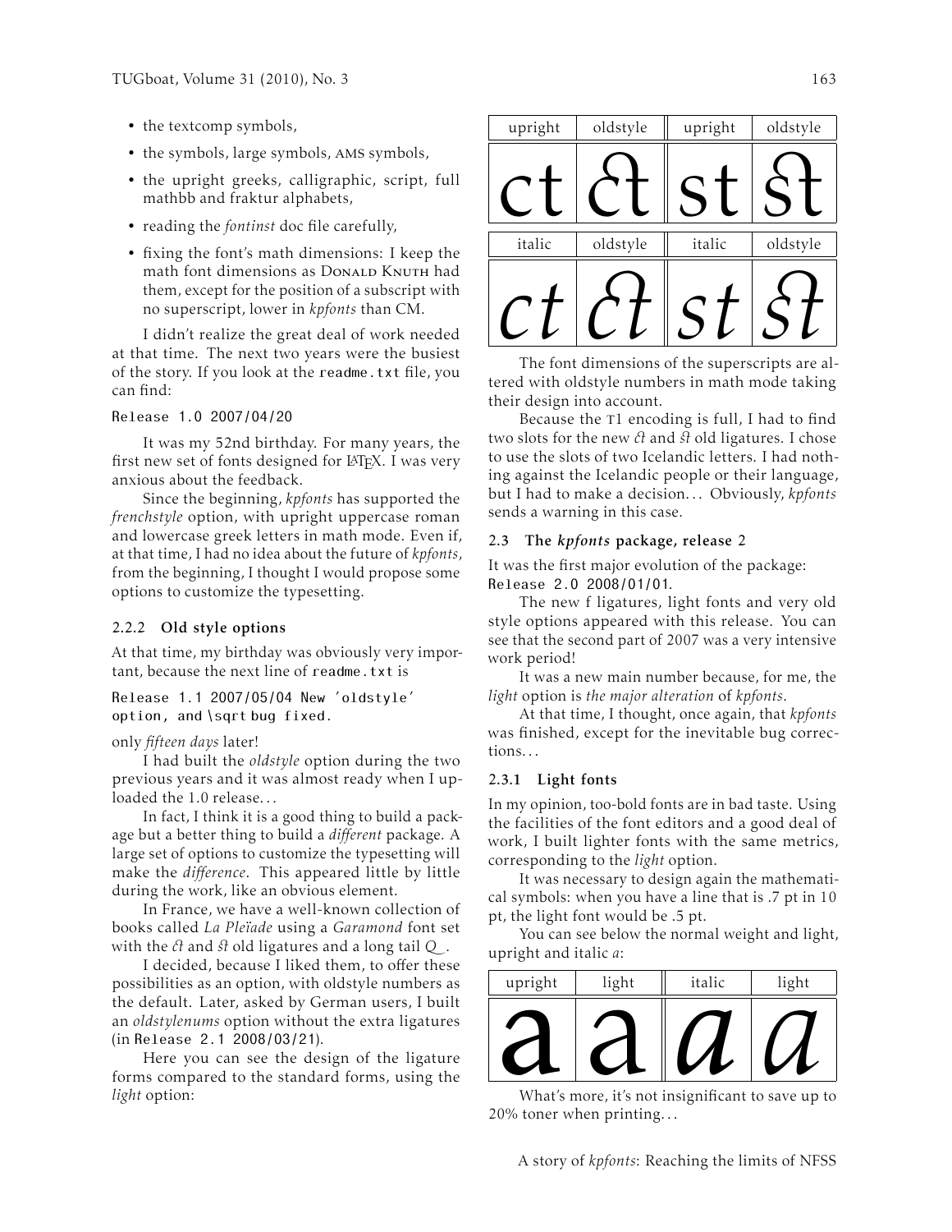- the textcomp symbols,
- the symbols, large symbols, AMS symbols,
- the upright greeks, calligraphic, script, full mathbb and fraktur alphabets,
- reading the *fontinst* doc file carefully,
- fixing the font's math dimensions: I keep the math font dimensions as Donald Knuth had them, except for the position of a subscript with no superscript, lower in *kpfonts* than CM.

I didn't realize the great deal of work needed at that time. The next two years were the busiest of the story. If you look at the `readme.txt` file, you can find:

`Release 1.0 2007/04/20`

It was my 52nd birthday. For many years, the first new set of fonts designed for LaTeX. I was very anxious about the feedback.

Since the beginning, *kpfonts* has supported the *frenchstyle* option, with upright uppercase roman and lowercase greek letters in math mode. Even if, at that time, I had no idea about the future of *kpfonts*, from the beginning, I thought I would propose some options to customize the typesetting.

#### 2.2.2 Old style options

At that time, my birthday was obviously very important, because the next line of `readme.txt` is

`Release 1.1 2007/05/04 New 'oldstyle' option, and \sqrt bug fixed.`

only *fifteen days* later!

I had built the *oldstyle* option during the two previous years and it was almost ready when I uploaded the 1.0 release...

In fact, I think it is a good thing to build a package but a better thing to build a *different* package. A large set of options to customize the typesetting will make the *difference*. This appeared little by little during the work, like an obvious element.

In France, we have a well-known collection of books called *La Pleïade* using a *Garamond* font set with the ct and st old ligatures and a long tail *Q*.

I decided, because I liked them, to offer these possibilities as an option, with oldstyle numbers as the default. Later, asked by German users, I built an *oldstylenums* option without the extra ligatures (in `Release 2.1 2008/03/21`).

Here you can see the design of the ligature forms compared to the standard forms, using the *light* option:

| upright | oldstyle | upright | oldstyle |
|---|---|---|---|
| ct | ct | st | st |
| **italic** | **oldstyle** | **italic** | **oldstyle** |
| *ct* | *ct* | *st* | *st* |

The font dimensions of the superscripts are altered with oldstyle numbers in math mode taking their design into account.

Because the T1 encoding is full, I had to find two slots for the new ct and st old ligatures. I chose to use the slots of two Icelandic letters. I had nothing against the Icelandic people or their language, but I had to make a decision... Obviously, *kpfonts* sends a warning in this case.

### 2.3 The *kpfonts* package, release 2

It was the first major evolution of the package: `Release 2.0 2008/01/01`.

The new f ligatures, light fonts and very old style options appeared with this release. You can see that the second part of 2007 was a very intensive work period!

It was a new main number because, for me, the *light* option is *the major alteration* of *kpfonts*.

At that time, I thought, once again, that *kpfonts* was finished, except for the inevitable bug corrections...

#### 2.3.1 Light fonts

In my opinion, too-bold fonts are in bad taste. Using the facilities of the font editors and a good deal of work, I built lighter fonts with the same metrics, corresponding to the *light* option.

It was necessary to design again the mathematical symbols: when you have a line that is .7 pt in 10 pt, the light font would be .5 pt.

You can see below the normal weight and light, upright and italic *a*:

| upright | light | italic | light |
|---|---|---|---|
| a | a | *a* | *a* |

What's more, it's not insignificant to save up to 20% toner when printing...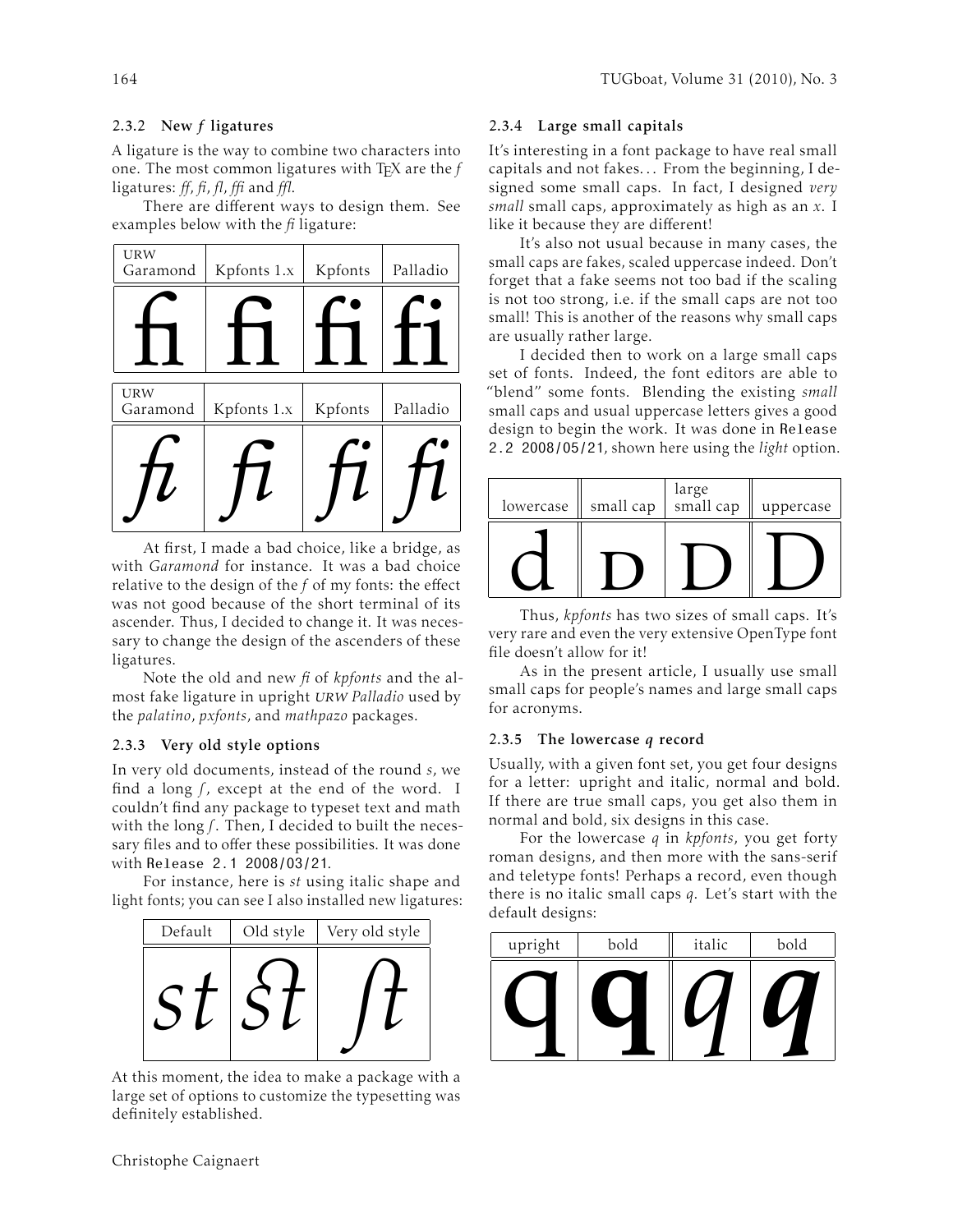### 2.3.2 New *f* ligatures

A ligature is the way to combine two characters into one. The most common ligatures with TEX are the *f* ligatures: *ff*, *fi*, *fl*, *ffi* and *ffl*.

There are different ways to design them. See examples below with the *fi* ligature:

| URW Garamond | Kpfonts 1.x | Kpfonts | Palladio |
|---|---|---|---|
| fi | fi | fi | fi |

| URW Garamond | Kpfonts 1.x | Kpfonts | Palladio |
|---|---|---|---|
| *fi* | *fi* | *fi* | *fi* |

At first, I made a bad choice, like a bridge, as with *Garamond* for instance. It was a bad choice relative to the design of the *f* of my fonts: the effect was not good because of the short terminal of its ascender. Thus, I decided to change it. It was necessary to change the design of the ascenders of these ligatures.

Note the old and new *fi* of *kpfonts* and the almost fake ligature in upright *URW Palladio* used by the *palatino*, *pxfonts*, and *mathpazo* packages.

### 2.3.3 Very old style options

In very old documents, instead of the round *s*, we find a long *ſ*, except at the end of the word. I couldn't find any package to typeset text and math with the long *ſ*. Then, I decided to built the necessary files and to offer these possibilities. It was done with `Release 2.1 2008/03/21`.

For instance, here is *st* using italic shape and light fonts; you can see I also installed new ligatures:

| Default | Old style | Very old style |
|---|---|---|
| *st* | *st* | *ſt* |

At this moment, the idea to make a package with a large set of options to customize the typesetting was definitely established.

### 2.3.4 Large small capitals

It's interesting in a font package to have real small capitals and not fakes... From the beginning, I designed some small caps. In fact, I designed *very small* small caps, approximately as high as an *x*. I like it because they are different!

It's also not usual because in many cases, the small caps are fakes, scaled uppercase indeed. Don't forget that a fake seems not too bad if the scaling is not too strong, i.e. if the small caps are not too small! This is another of the reasons why small caps are usually rather large.

I decided then to work on a large small caps set of fonts. Indeed, the font editors are able to "blend" some fonts. Blending the existing *small* small caps and usual uppercase letters gives a good design to begin the work. It was done in `Release 2.2 2008/05/21`, shown here using the *light* option.

| lowercase | small cap | large small cap | uppercase |
|---|---|---|---|
| d | D | D | D |

Thus, *kpfonts* has two sizes of small caps. It's very rare and even the very extensive OpenType font file doesn't allow for it!

As in the present article, I usually use small small caps for people's names and large small caps for acronyms.

### 2.3.5 The lowercase *q* record

Usually, with a given font set, you get four designs for a letter: upright and italic, normal and bold. If there are true small caps, you get also them in normal and bold, six designs in this case.

For the lowercase *q* in *kpfonts*, you get forty roman designs, and then more with the sans-serif and teletype fonts! Perhaps a record, even though there is no italic small caps *q*. Let's start with the default designs:

| upright | bold | italic | bold |
|---|---|---|---|
| q | **q** | *q* | ***q*** |

Christophe Caignaert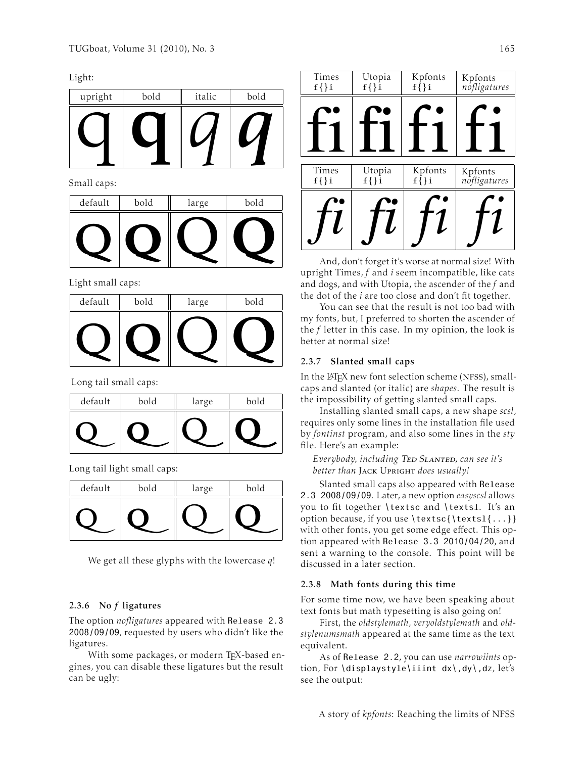Light:

| upright | bold | italic | bold |
|---|---|---|---|
| q | **q** | *q* | ***q*** |

Small caps:

| default | bold | large | bold |
|---|---|---|---|
| Q | **Q** | Q | **Q** |

Light small caps:

| default | bold | large | bold |
|---|---|---|---|
| Q | **Q** | Q | **Q** |

Long tail small caps:

| default | bold | large | bold |
|---|---|---|---|
| Q | **Q** | Q | **Q** |

Long tail light small caps:

| default | bold | large | bold |
|---|---|---|---|
| Q | **Q** | Q | **Q** |

We get all these glyphs with the lowercase *q*!

### 2.3.6 No *f* ligatures

The option *nofligatures* appeared with `Release 2.3 2008/09/09`, requested by users who didn't like the ligatures.

With some packages, or modern TEX-based engines, you can disable these ligatures but the result can be ugly:

| Times `f{}i` | Utopia `f{}i` | Kpfonts `f{}i` | Kpfonts *nofligatures* |
|---|---|---|---|
| fi | fi | fi | fi |

| Times `f{}i` | Utopia `f{}i` | Kpfonts `f{}i` | Kpfonts *nofligatures* |
|---|---|---|---|
| *fi* | *fi* | *fi* | *fi* |

And, don't forget it's worse at normal size! With upright Times, *f* and *i* seem incompatible, like cats and dogs, and with Utopia, the ascender of the *f* and the dot of the *i* are too close and don't fit together.

You can see that the result is not too bad with my fonts, but, I preferred to shorten the ascender of the *f* letter in this case. In my opinion, the look is better at normal size!

### 2.3.7 Slanted small caps

In the LATEX new font selection scheme (NFSS), small-caps and slanted (or italic) are *shapes*. The result is the impossibility of getting slanted small caps.

Installing slanted small caps, a new shape *scsl*, requires only some lines in the installation file used by *fontinst* program, and also some lines in the *sty* file. Here's an example:

> *Everybody, including Ted Slanted, can see it's better than* Jack Upright *does usually!*

Slanted small caps also appeared with `Release 2.3 2008/09/09`. Later, a new option *easyscsl* allows you to fit together `\textsc` and `\textsl`. It's an option because, if you use `\textsc{\textsl{...}}` with other fonts, you get some edge effect. This option appeared with `Release 3.3 2010/04/20`, and sent a warning to the console. This point will be discussed in a later section.

### 2.3.8 Math fonts during this time

For some time now, we have been speaking about text fonts but math typesetting is also going on!

First, the *oldstylemath*, *veryoldstylemath* and *oldstylenumsmath* appeared at the same time as the text equivalent.

As of `Release 2.2`, you can use *narrowiints* option, For `\displaystyle\iiint dx\,dy\,dz`, let's see the output: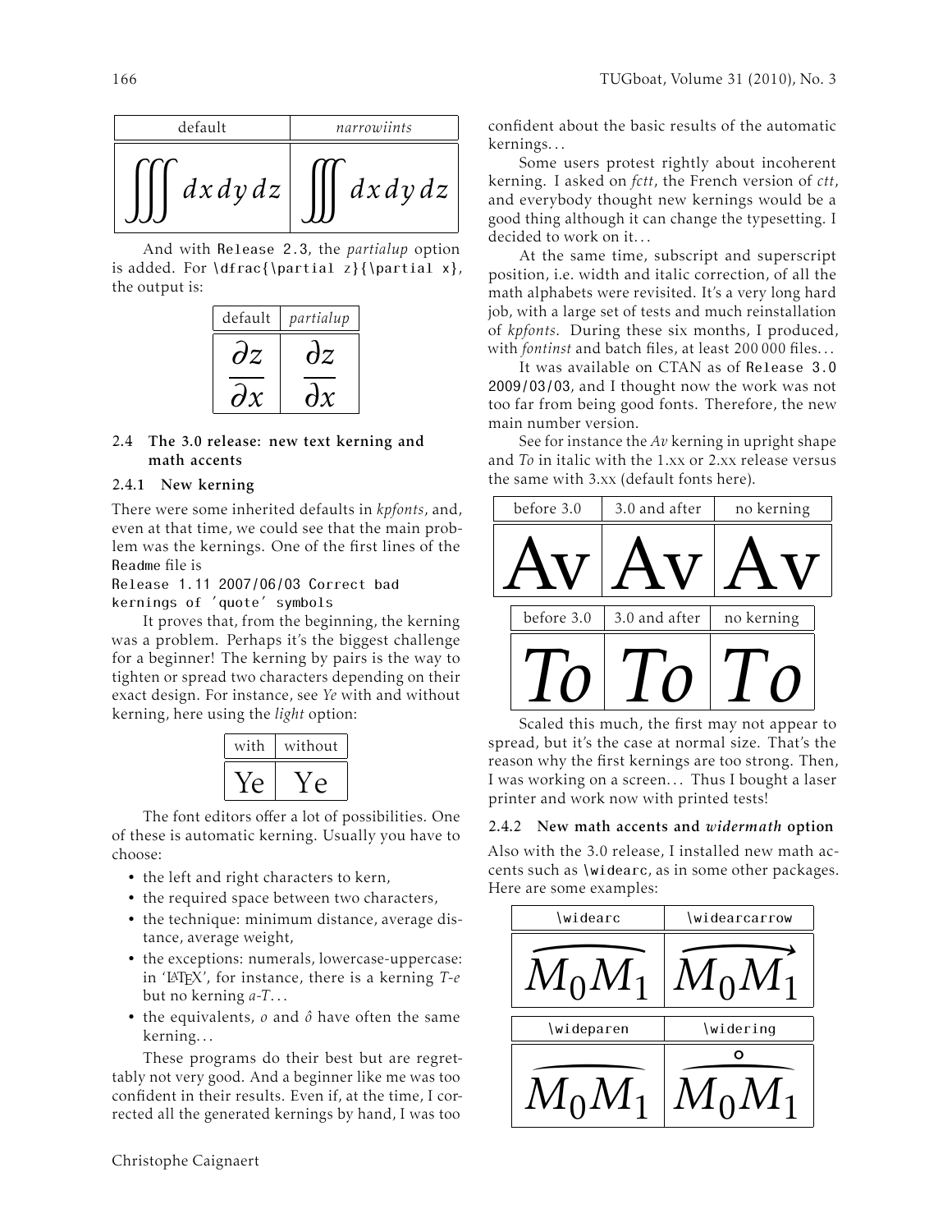| default | *narrowiints* |
|---|---|
| $\iiint dx\,dy\,dz$ | $\iiint dx\,dy\,dz$ |

And with `Release 2.3`, the *partialup* option is added. For `\dfrac{\partial z}{\partial x}`, the output is:

| default | *partialup* |
|---|---|
| $\dfrac{\partial z}{\partial x}$ | $\dfrac{\partial z}{\partial x}$ |

### 2.4 The 3.0 release: new text kerning and math accents

#### 2.4.1 New kerning

There were some inherited defaults in *kpfonts*, and, even at that time, we could see that the main problem was the kernings. One of the first lines of the `Readme` file is

`Release 1.11 2007/06/03 Correct bad kernings of 'quote' symbols`

It proves that, from the beginning, the kerning was a problem. Perhaps it's the biggest challenge for a beginner! The kerning by pairs is the way to tighten or spread two characters depending on their exact design. For instance, see *Ye* with and without kerning, here using the *light* option:

| with | without |
|---|---|
| Ye | Ye |

The font editors offer a lot of possibilities. One of these is automatic kerning. Usually you have to choose:

- the left and right characters to kern,
- the required space between two characters,
- the technique: minimum distance, average distance, average weight,
- the exceptions: numerals, lowercase-uppercase: in 'LaTeX', for instance, there is a kerning *T-e* but no kerning *a-T*...
- the equivalents, *o* and *ô* have often the same kerning...

These programs do their best but are regrettably not very good. And a beginner like me was too confident in their results. Even if, at the time, I corrected all the generated kernings by hand, I was too confident about the basic results of the automatic kernings...

Some users protest rightly about incoherent kerning. I asked on *fctt*, the French version of *ctt*, and everybody thought new kernings would be a good thing although it can change the typesetting. I decided to work on it...

At the same time, subscript and superscript position, i.e. width and italic correction, of all the math alphabets were revisited. It's a very long hard job, with a large set of tests and much reinstallation of *kpfonts*. During these six months, I produced, with *fontinst* and batch files, at least 200 000 files...

It was available on CTAN as of `Release 3.0 2009/03/03`, and I thought now the work was not too far from being good fonts. Therefore, the new main number version.

See for instance the *Av* kerning in upright shape and *To* in italic with the 1.xx or 2.xx release versus the same with 3.xx (default fonts here).

| before 3.0 | 3.0 and after | no kerning |
|---|---|---|
| Av | Av | Av |

| before 3.0 | 3.0 and after | no kerning |
|---|---|---|
| *To* | *To* | *To* |

Scaled this much, the first may not appear to spread, but it's the case at normal size. That's the reason why the first kernings are too strong. Then, I was working on a screen... Thus I bought a laser printer and work now with printed tests!

#### 2.4.2 New math accents and *widermath* option

Also with the 3.0 release, I installed new math accents such as `\widearc`, as in some other packages. Here are some examples:

| `\widearc` | `\widearcarrow` |
|---|---|
| $\widearc{M_0M_1}$ | $\widearcarrow{M_0M_1}$ |

| `\wideparen` | `\widering` |
|---|---|
| $\wideparen{M_0M_1}$ | $\widering{M_0M_1}$ |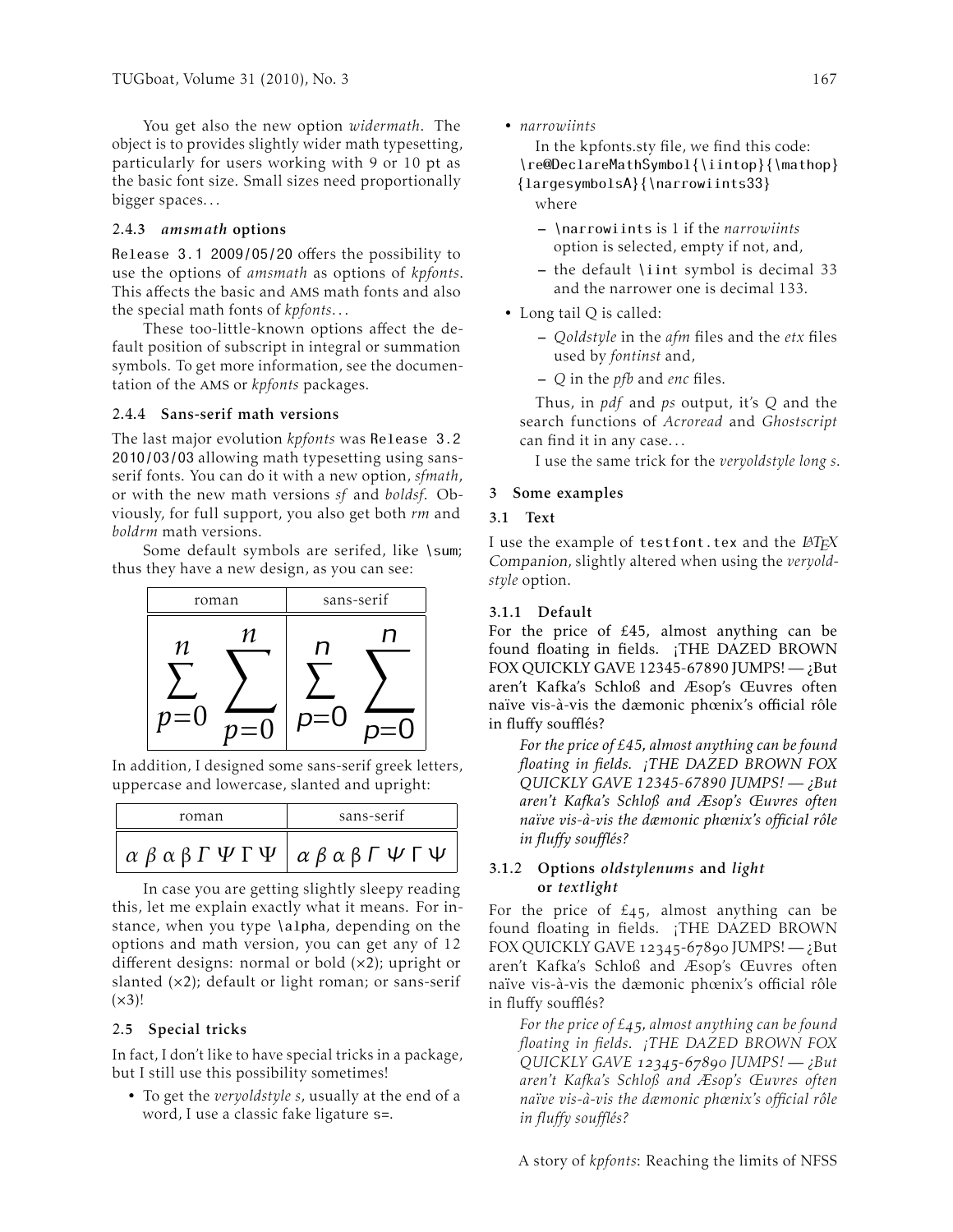You get also the new option *widermath*. The object is to provides slightly wider math typesetting, particularly for users working with 9 or 10 pt as the basic font size. Small sizes need proportionally bigger spaces...

### 2.4.3 *amsmath* options

`Release 3.1 2009/05/20` offers the possibility to use the options of *amsmath* as options of *kpfonts*. This affects the basic and AMS math fonts and also the special math fonts of *kpfonts*...

These too-little-known options affect the default position of subscript in integral or summation symbols. To get more information, see the documentation of the AMS or *kpfonts* packages.

### 2.4.4 Sans-serif math versions

The last major evolution *kpfonts* was `Release 3.2 2010/03/03` allowing math typesetting using sans-serif fonts. You can do it with a new option, *sfmath*, or with the new math versions *sf* and *boldsf*. Obviously, for full support, you also get both *rm* and *boldrm* math versions.

Some default symbols are serifed, like `\sum`; thus they have a new design, as you can see:

| roman | sans-serif |
|---|---|
| $\sum_{p=0}^{n}$ $\displaystyle\sum_{p=0}^{n}$ | $\sum_{p=0}^{n}$ $\displaystyle\sum_{p=0}^{n}$ |

In addition, I designed some sans-serif greek letters, uppercase and lowercase, slanted and upright:

| roman | sans-serif |
|---|---|
| $\alpha\ \beta\ \upalpha\ \upbeta\ \mathit{\Gamma}\ \mathit{\Psi}\ \Gamma\ \Psi$ | $\alpha\ \beta\ \upalpha\ \upbeta\ \mathit{\Gamma}\ \mathit{\Psi}\ \Gamma\ \Psi$ |

In case you are getting slightly sleepy reading this, let me explain exactly what it means. For instance, when you type `\alpha`, depending on the options and math version, you can get any of 12 different designs: normal or bold (×2); upright or slanted (×2); default or light roman; or sans-serif (×3)!

## 2.5 Special tricks

In fact, I don't like to have special tricks in a package, but I still use this possibility sometimes!

- To get the *veryoldstyle s*, usually at the end of a word, I use a classic fake ligature `s=`.
- *narrowiints*

  In the kpfonts.sty file, we find this code:
  `\re@DeclareMathSymbol{\iintop}{\mathop}{largesymbolsA}{\narrowiints33}`
  where

  - `\narrowiints` is 1 if the *narrowiints* option is selected, empty if not, and,
  - the default `\iint` symbol is decimal 33 and the narrower one is decimal 133.

- Long tail Q is called:

  - *Qoldstyle* in the *afm* files and the *etx* files used by *fontinst* and,
  - *Q* in the *pfb* and *enc* files.

  Thus, in *pdf* and *ps* output, it's *Q* and the search functions of *Acroread* and *Ghostscript* can find it in any case...

  I use the same trick for the *veryoldstyle long s*.

# 3 Some examples

## 3.1 Text

I use the example of `testfont.tex` and the *LaTeX Companion*, slightly altered when using the *veryoldstyle* option.

### 3.1.1 Default

For the price of £45, almost anything can be found floating in fields. ¡THE DAZED BROWN FOX QUICKLY GAVE 12345-67890 JUMPS! — ¿But aren't Kafka's Schloß and Æsop's Œuvres often naïve vis-à-vis the dæmonic phœnix's official rôle in fluffy soufflés?

*For the price of £45, almost anything can be found floating in fields. ¡THE DAZED BROWN FOX QUICKLY GAVE 12345-67890 JUMPS! — ¿But aren't Kafka's Schloß and Æsop's Œuvres often naïve vis-à-vis the dæmonic phœnix's official rôle in fluffy soufflés?*

### 3.1.2 Options *oldstylenums* and *light* or *textlight*

For the price of £45, almost anything can be found floating in fields. ¡THE DAZED BROWN FOX QUICKLY GAVE 12345-67890 JUMPS! — ¿But aren't Kafka's Schloß and Æsop's Œuvres often naïve vis-à-vis the dæmonic phœnix's official rôle in fluffy soufflés?

*For the price of £45, almost anything can be found floating in fields. ¡THE DAZED BROWN FOX QUICKLY GAVE 12345-67890 JUMPS! — ¿But aren't Kafka's Schloß and Æsop's Œuvres often naïve vis-à-vis the dæmonic phœnix's official rôle in fluffy soufflés?*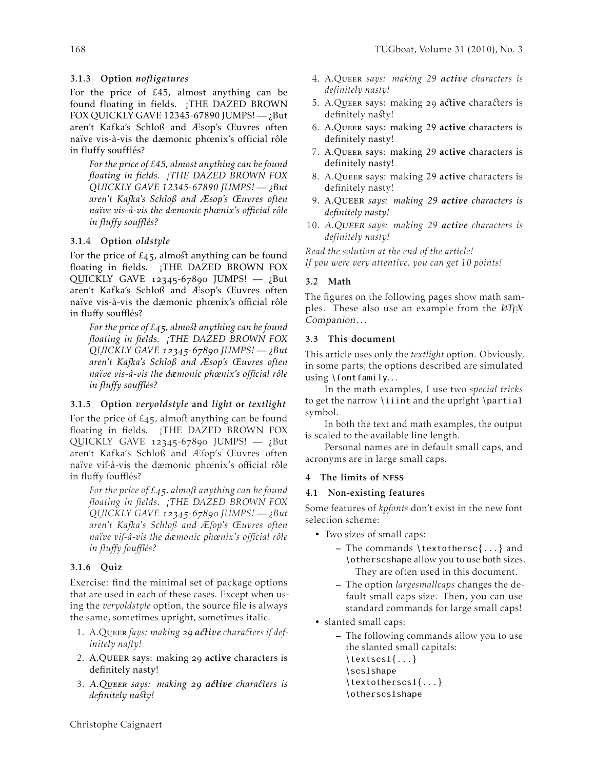### 3.1.3 Option *nofligatures*

For the price of £45, almost anything can be found floating in fields. ¡THE DAZED BROWN FOX QUICKLY GAVE 12345-67890 JUMPS! — ¿But aren't Kafka's Schloß and Æsop's Œuvres often naïve vis-à-vis the dæmonic phœnix's official rôle in fluffy soufflés?

> *For the price of £45, almost anything can be found floating in fields. ¡THE DAZED BROWN FOX QUICKLY GAVE 12345-67890 JUMPS! — ¿But aren't Kafka's Schloß and Æsop's Œuvres often naïve vis-à-vis the dæmonic phœnix's official rôle in fluffy soufflés?*

### 3.1.4 Option *oldstyle*

For the price of £45, almoſt anything can be found floating in fields. ¡THE DAZED BROWN FOX QUICKLY GAVE 12345-67890 JUMPS! — ¿But aren't Kafka's Schloß and Æsop's Œuvres often naïve vis-à-vis the dæmonic phœnix's official rôle in fluffy soufflés?

> *For the price of £45, almoſt anything can be found floating in fields. ¡THE DAZED BROWN FOX QUICKLY GAVE 12345-67890 JUMPS! — ¿But aren't Kafka's Schloß and Æsop's Œuvres often naïve vis-à-vis the dæmonic phœnix's official rôle in fluffy soufflés?*

### 3.1.5 Option *veryoldstyle* and *light* or *textlight*

For the price of £45, almoſt anything can be found floating in fields. ¡THE DAZED BROWN FOX QUICKLY GAVE 12345-67890 JUMPS! — ¿But aren't Kafka's Schloß and Æſop's Œuvres often naïve viſ-à-vis the dæmonic phœnix's official rôle in fluffy ſoufflés?

> *For the price of £45, almoſt anything can be found floating in fields. ¡THE DAZED BROWN FOX QUICKLY GAVE 12345-67890 JUMPS! — ¿But aren't Kafka's Schloß and Æſop's Œuvres often naïve viſ-à-vis the dæmonic phœnix's official rôle in fluffy ſoufflés?*

### 3.1.6 Quiz

Exercise: find the minimal set of package options that are used in each of these cases. Except when using the *veryoldstyle* option, the source file is always the same, sometimes upright, sometimes italic.

1. A.Queer *ſays: making 29* ***active*** *characters iſ definitely naſty!*
2. A.QUEER says: making 29 **active** characters is definitely nasty!
3. *A.Queer says: making 29* ***active*** *characters is definitely naſty!*
4. A.Queer *says: making 29* ***active*** *characters is definitely nasty!*
5. A.Queer says: making 29 **active** characters is definitely naſty!
6. A.Queer says: making 29 **active** characters is definitely nasty!
7. A.Queer says: making 29 **active** characters is definitely nasty!
8. A.Queer says: making 29 **active** characters is definitely nasty!
9. A.QUEER *says: making 29* ***active*** *characters is definitely nasty!*
10. *A.QUEER says: making 29* ***active*** *characters is definitely nasty!*

*Read the solution at the end of the article!*
*If you were very attentive, you can get 10 points!*

## 3.2 Math

The figures on the following pages show math samples. These also use an example from the *LaTeX Companion*...

## 3.3 This document

This article uses only the *textlight* option. Obviously, in some parts, the options described are simulated using `\fontfamily`...

In the math examples, I use two *special tricks* to get the narrow `\iiint` and the upright `\partial` symbol.

In both the text and math examples, the output is scaled to the available line length.

Personal names are in default small caps, and acronyms are in large small caps.

# 4 The limits of NFSS

## 4.1 Non-existing features

Some features of *kpfonts* don't exist in the new font selection scheme:

- Two sizes of small caps:
  - The commands `\textothersc{...}` and `\otherscshape` allow you to use both sizes. They are often used in this document.
  - The option *largesmallcaps* changes the default small caps size. Then, you can use standard commands for large small caps!
- slanted small caps:
  - The following commands allow you to use the slanted small capitals:
    ```
    \textscsl{...}
    \scslshape
    \textotherscsl{...}
    \otherscslshape
    ```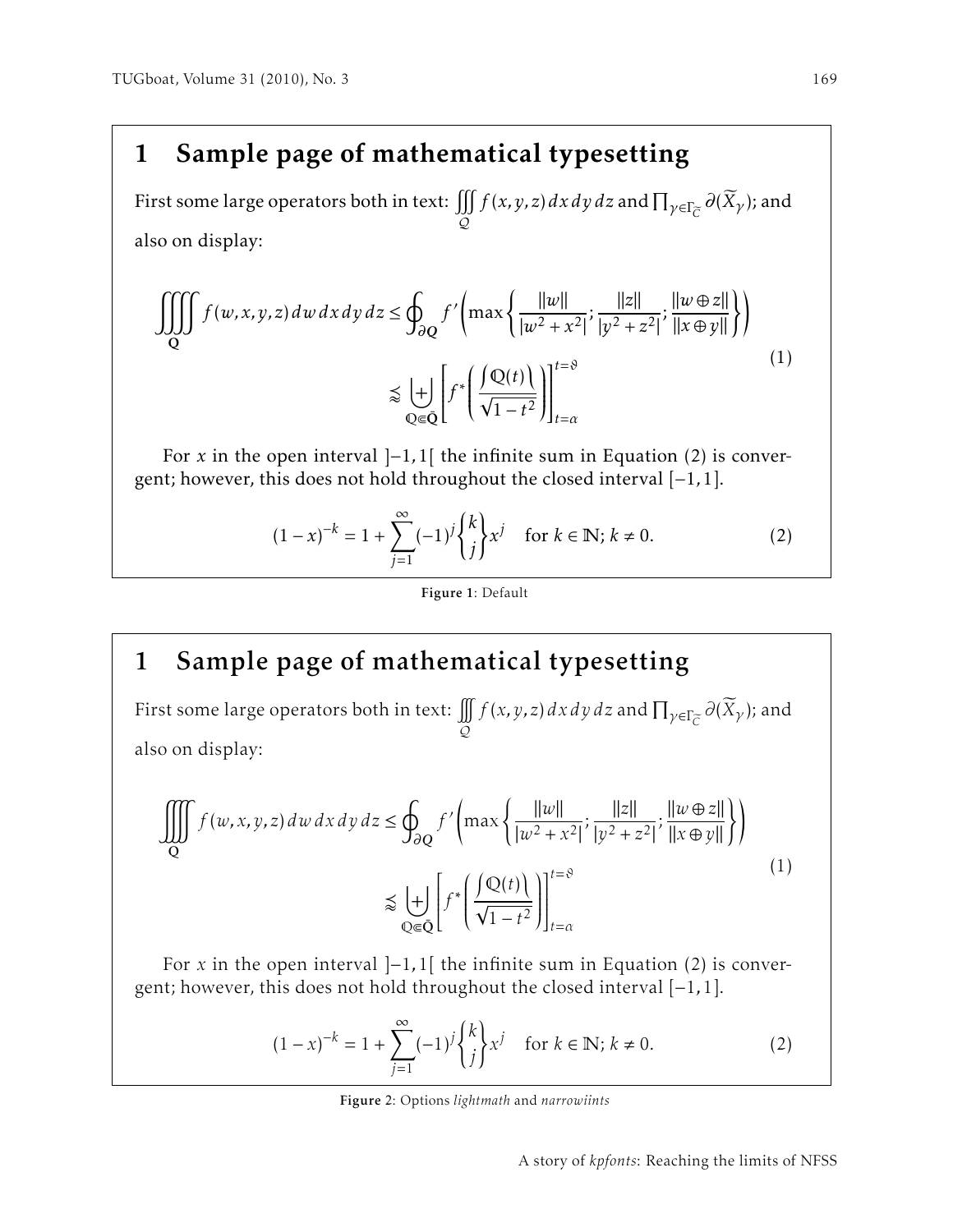# 1 Sample page of mathematical typesetting

First some large operators both in text: $\iiint\limits_{\mathcal{Q}} f(x,y,z)\,dx\,dy\,dz$ and $\prod_{\gamma\in\Gamma_{\widetilde{C}}} \partial(\widetilde{X}_\gamma)$; and also on display:

$$\begin{aligned}\iiiint\limits_{\mathbf{Q}} f(w,x,y,z)\,dw\,dx\,dy\,dz &\leq \oint_{\partial Q} f'\left(\max\left\{\frac{\lVert w\rVert}{\lvert w^2+x^2\rvert};\frac{\lVert z\rVert}{\lvert y^2+z^2\rvert};\frac{\lVert w\oplus z\rVert}{\lVert x\oplus y\rVert}\right\}\right)\\ &\lessapprox \biguplus_{\mathbb{Q}\Subset\bar{\mathbf{Q}}}\left[f^*\left(\frac{\int\mathbb{Q}(t)}{\sqrt{1-t^2}}\right)\right]_{t=\alpha}^{t=\vartheta}\end{aligned}\tag{1}$$

For $x$ in the open interval $]-1,1[$ the infinite sum in Equation (2) is convergent; however, this does not hold throughout the closed interval $[-1,1]$.

$$(1-x)^{-k} = 1+\sum_{j=1}^{\infty}(-1)^j\begin{Bmatrix}k\\j\end{Bmatrix}x^j \quad \text{for } k\in\mathbb{N};\, k\neq 0. \tag{2}$$

**Figure 1**: Default

# 1 Sample page of mathematical typesetting

First some large operators both in text: $\iiint\limits_{\mathcal{Q}} f(x,y,z)\,dx\,dy\,dz$ and $\prod_{\gamma\in\Gamma_{\widetilde{C}}} \partial(\widetilde{X}_\gamma)$; and also on display:

$$\begin{aligned}\iiiint\limits_{\mathbf{Q}} f(w,x,y,z)\,dw\,dx\,dy\,dz &\leq \oint_{\partial Q} f'\left(\max\left\{\frac{\lVert w\rVert}{\lvert w^2+x^2\rvert};\frac{\lVert z\rVert}{\lvert y^2+z^2\rvert};\frac{\lVert w\oplus z\rVert}{\lVert x\oplus y\rVert}\right\}\right)\\ &\lessapprox \biguplus_{\mathbb{Q}\Subset\bar{\mathbf{Q}}}\left[f^*\left(\frac{\int\mathbb{Q}(t)}{\sqrt{1-t^2}}\right)\right]_{t=\alpha}^{t=\vartheta}\end{aligned}\tag{1}$$

For $x$ in the open interval $]-1,1[$ the infinite sum in Equation (2) is convergent; however, this does not hold throughout the closed interval $[-1,1]$.

$$(1-x)^{-k} = 1+\sum_{j=1}^{\infty}(-1)^j\begin{Bmatrix}k\\j\end{Bmatrix}x^j \quad \text{for } k\in\mathbb{N};\, k\neq 0. \tag{2}$$

**Figure 2**: Options *lightmath* and *narrowiints*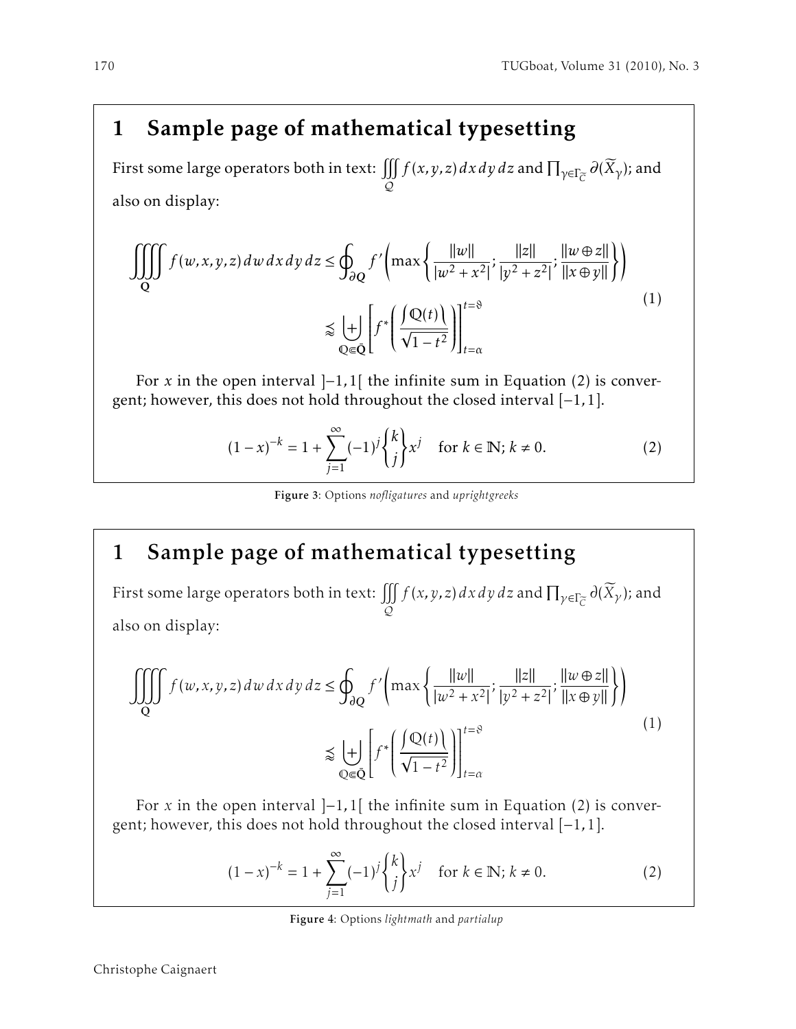# 1 Sample page of mathematical typesetting

First some large operators both in text: $\iiint_{\mathcal{Q}} f(x,y,z)\,dx\,dy\,dz$ and $\prod_{\gamma\in\Gamma_{\widetilde{C}}} \partial(\widetilde{X}_\gamma)$; and also on display:

$$\begin{aligned}\iiiint_{\mathbf{Q}} f(w,x,y,z)\,dw\,dx\,dy\,dz &\leq \oint_{\partial Q} f'\left(\max\left\{\frac{\|w\|}{|w^2+x^2|};\frac{\|z\|}{|y^2+z^2|};\frac{\|w\oplus z\|}{\|x\oplus y\|}\right\}\right)\\ &\lessapprox \biguplus_{\mathbb{Q}\Subset\bar{\mathbf{Q}}}\left[f^*\left(\frac{\int\mathbb{Q}(t)}{\sqrt{1-t^2}}\right)\right]_{t=\alpha}^{t=\vartheta}\end{aligned}\tag{1}$$

For $x$ in the open interval $]-1,1[$ the infinite sum in Equation (2) is convergent; however, this does not hold throughout the closed interval $[-1,1]$.

$$(1-x)^{-k} = 1 + \sum_{j=1}^{\infty}(-1)^j \begin{Bmatrix}k\\j\end{Bmatrix} x^j \quad \text{for } k\in\mathbb{N};\ k\neq 0. \tag{2}$$

**Figure 3**: Options *nofligatures* and *uprightgreeks*

# 1 Sample page of mathematical typesetting

First some large operators both in text: $\iiint_{\mathcal{Q}} f(x,y,z)\,dx\,dy\,dz$ and $\prod_{\gamma\in\Gamma_{\widetilde{C}}} \partial(\widetilde{X}_\gamma)$; and also on display:

$$\begin{aligned}\iiiint_{\mathbf{Q}} f(w,x,y,z)\,dw\,dx\,dy\,dz &\leq \oint_{\partial Q} f'\left(\max\left\{\frac{\|w\|}{|w^2+x^2|};\frac{\|z\|}{|y^2+z^2|};\frac{\|w\oplus z\|}{\|x\oplus y\|}\right\}\right)\\ &\lessapprox \biguplus_{\mathbb{Q}\Subset\bar{\mathbf{Q}}}\left[f^*\left(\frac{\int\mathbb{Q}(t)}{\sqrt{1-t^2}}\right)\right]_{t=\alpha}^{t=\vartheta}\end{aligned}\tag{1}$$

For $x$ in the open interval $]-1,1[$ the infinite sum in Equation (2) is convergent; however, this does not hold throughout the closed interval $[-1,1]$.

$$(1-x)^{-k} = 1 + \sum_{j=1}^{\infty}(-1)^j \begin{Bmatrix}k\\j\end{Bmatrix} x^j \quad \text{for } k\in\mathbb{N};\ k\neq 0. \tag{2}$$

**Figure 4**: Options *lightmath* and *partialup*

Christophe Caignaert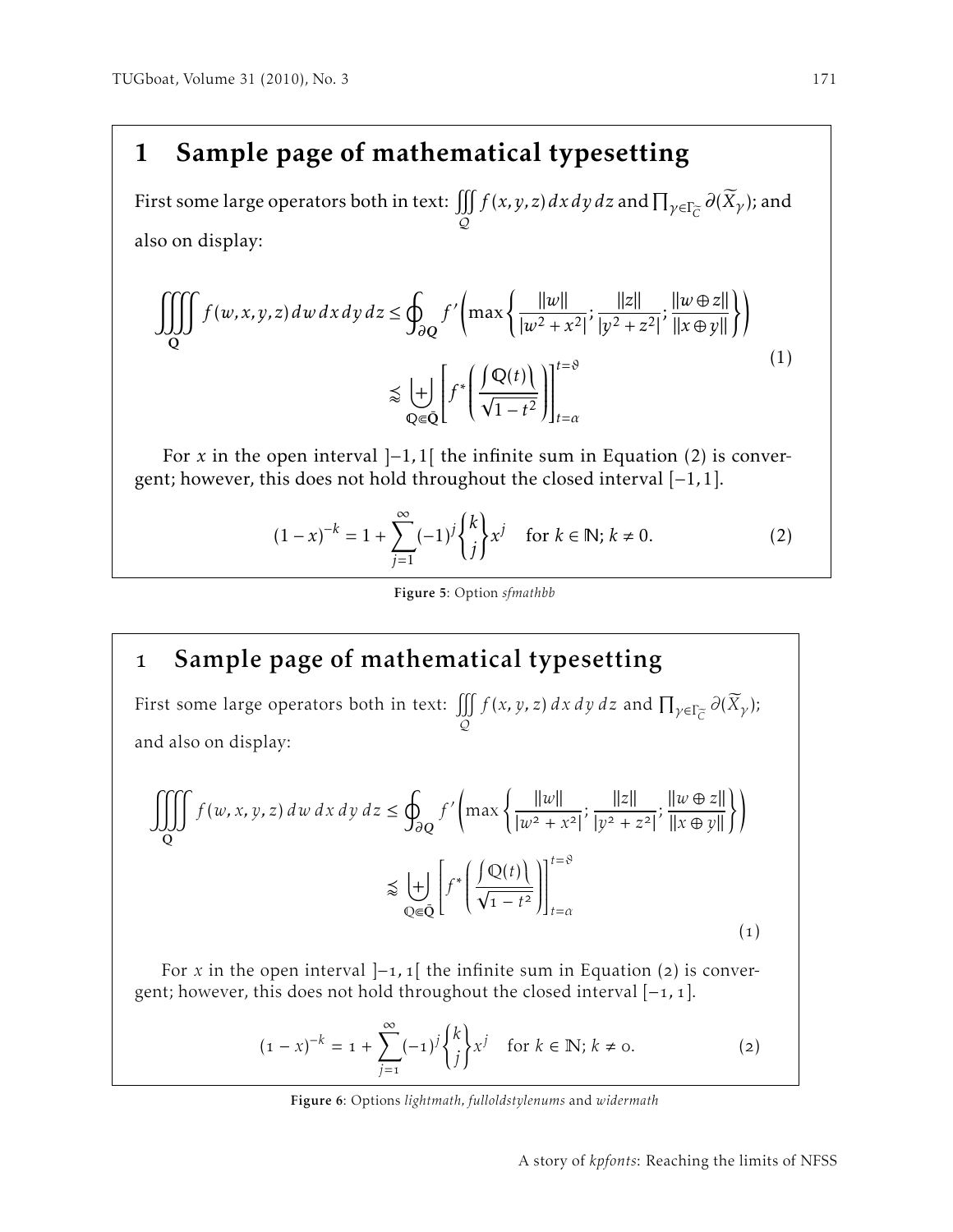# 1 Sample page of mathematical typesetting

First some large operators both in text: $\iiint\limits_{\mathcal{Q}} f(x,y,z)\,dx\,dy\,dz$ and $\prod_{\gamma\in\Gamma_{\widetilde{C}}} \partial(\widetilde{X}_\gamma)$; and also on display:

$$
\begin{split}
\iiiint\limits_{\mathbf{Q}} f(w,x,y,z)\,dw\,dx\,dy\,dz &\leq \oint_{\partial Q} f'\left(\max\left\{\frac{\|w\|}{|w^2+x^2|};\frac{\|z\|}{|y^2+z^2|};\frac{\|w\oplus z\|}{\|x\oplus y\|}\right\}\right)\\
&\precapprox \biguplus_{\mathbb{Q}\Subset\bar{\mathbf{Q}}}\left[f^*\left(\frac{\int\mathbb{Q}(t)}{\sqrt{1-t^2}}\right)\right]_{t=\alpha}^{t=\vartheta}
\end{split}
\tag{1}
$$

For $x$ in the open interval $]-1,1[$ the infinite sum in Equation (2) is convergent; however, this does not hold throughout the closed interval $[-1,1]$.

$$
(1-x)^{-k} = 1+\sum_{j=1}^{\infty}(-1)^j\begin{Bmatrix}k\\j\end{Bmatrix}x^j \quad \text{for } k\in\mathbb{N};\ k\neq 0. \tag{2}
$$

**Figure 5**: Option *sfmathbb*

# 1 Sample page of mathematical typesetting

First some large operators both in text: $\iiint\limits_{\mathcal{Q}} f(x,y,z)\,dx\,dy\,dz$ and $\prod_{\gamma\in\Gamma_{\widetilde{C}}} \partial(\widetilde{X}_\gamma)$; and also on display:

$$
\begin{split}
\iiiint\limits_{\mathbf{Q}} f(w,x,y,z)\,dw\,dx\,dy\,dz &\leq \oint_{\partial Q} f'\left(\max\left\{\frac{\|w\|}{|w^2+x^2|};\frac{\|z\|}{|y^2+z^2|};\frac{\|w\oplus z\|}{\|x\oplus y\|}\right\}\right)\\
&\precapprox \biguplus_{\mathbb{Q}\Subset\bar{\mathbf{Q}}}\left[f^*\left(\frac{\int\mathbb{Q}(t)}{\sqrt{1-t^2}}\right)\right]_{t=\alpha}^{t=\vartheta}
\end{split}
\tag{1}
$$

For $x$ in the open interval $]-1,1[$ the infinite sum in Equation (2) is convergent; however, this does not hold throughout the closed interval $[-1,1]$.

$$
(1-x)^{-k} = 1+\sum_{j=1}^{\infty}(-1)^j\begin{Bmatrix}k\\j\end{Bmatrix}x^j \quad \text{for } k\in\mathbb{N};\ k\neq 0. \tag{2}
$$

**Figure 6**: Options *lightmath*, *fulloldstylenums* and *widermath*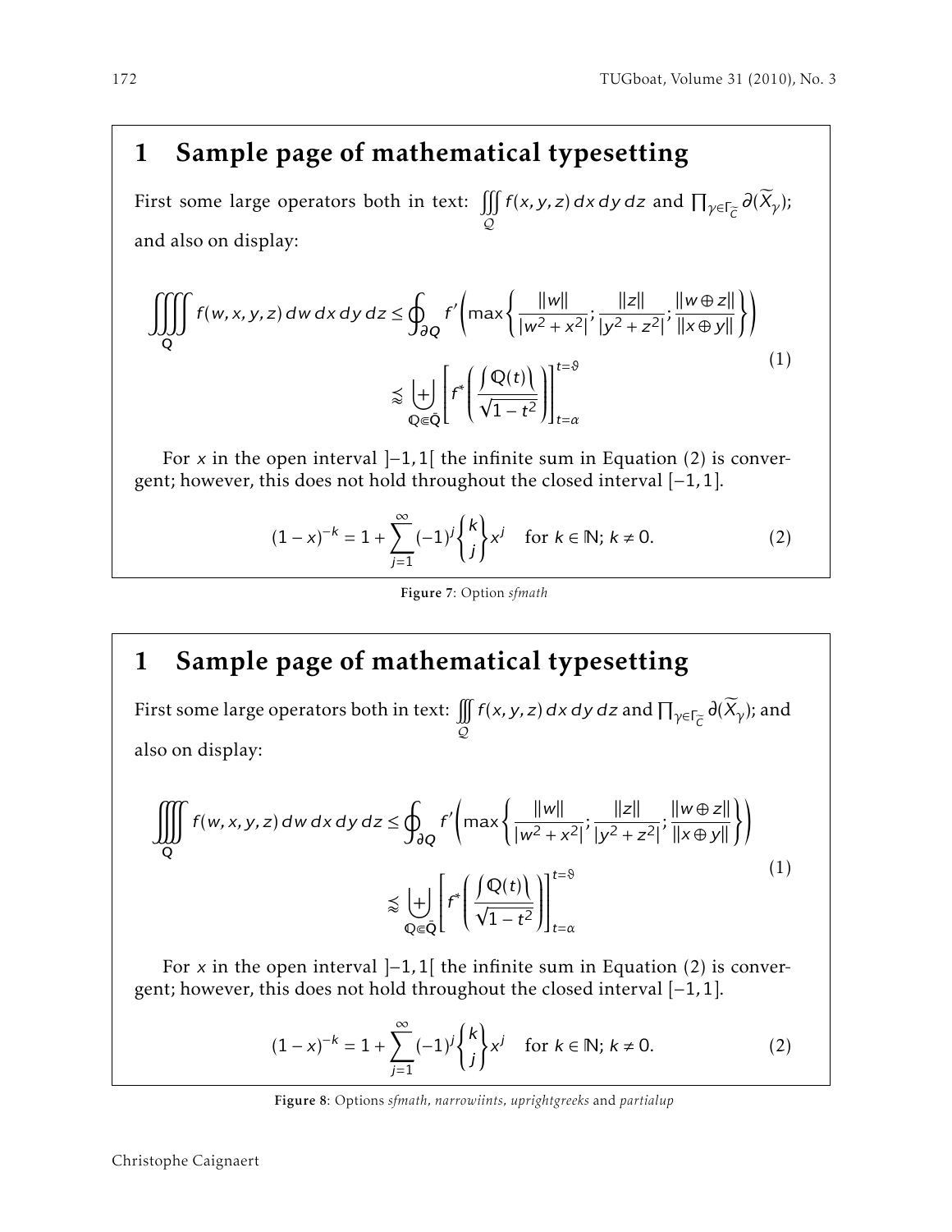# 1 Sample page of mathematical typesetting

First some large operators both in text: $\iiint\limits_{\mathcal{Q}} f(x,y,z)\,dx\,dy\,dz$ and $\prod_{\gamma\in\Gamma_{\widetilde{C}}} \partial(\widetilde{X}_\gamma)$; and also on display:

$$
\begin{aligned}
\iiiint\limits_{\mathbf{Q}} f(w,x,y,z)\,dw\,dx\,dy\,dz &\leq \oint_{\partial Q} f'\left(\max\left\{\frac{\|w\|}{|w^2+x^2|};\frac{\|z\|}{|y^2+z^2|};\frac{\|w\oplus z\|}{\|x\oplus y\|}\right\}\right) \\
&\lessapprox \biguplus_{\mathbb{Q}\Subset\bar{\mathbf{Q}}} \left[f^*\left(\frac{\int\mathbb{Q}(t)\,}{\sqrt{1-t^2}}\right)\right]_{t=\alpha}^{t=\vartheta}
\end{aligned} \tag{1}
$$

For $x$ in the open interval $]-1,1[$ the infinite sum in Equation (2) is convergent; however, this does not hold throughout the closed interval $[-1,1]$.

$$
(1-x)^{-k} = 1 + \sum_{j=1}^{\infty} (-1)^j \begin{Bmatrix} k \\ j \end{Bmatrix} x^j \quad \text{for } k\in\mathbb{N};\ k\neq 0. \tag{2}
$$

**Figure 7**: Option *sfmath*

# 1 Sample page of mathematical typesetting

First some large operators both in text: $\iiint\limits_{\mathcal{Q}} f(x,y,z)\,dx\,dy\,dz$ and $\prod_{\gamma\in\Gamma_{\widetilde{C}}} \partial(\widetilde{X}_\gamma)$; and also on display:

$$
\begin{aligned}
\iiiint\limits_{\mathbf{Q}} f(w,x,y,z)\,dw\,dx\,dy\,dz &\leq \oint_{\partial Q} f'\left(\max\left\{\frac{\|w\|}{|w^2+x^2|};\frac{\|z\|}{|y^2+z^2|};\frac{\|w\oplus z\|}{\|x\oplus y\|}\right\}\right) \\
&\lessapprox \biguplus_{\mathbb{Q}\Subset\bar{\mathbf{Q}}} \left[f^*\left(\frac{\int\mathbb{Q}(t)\,}{\sqrt{1-t^2}}\right)\right]_{t=\alpha}^{t=\vartheta}
\end{aligned} \tag{1}
$$

For $x$ in the open interval $]-1,1[$ the infinite sum in Equation (2) is convergent; however, this does not hold throughout the closed interval $[-1,1]$.

$$
(1-x)^{-k} = 1 + \sum_{j=1}^{\infty} (-1)^j \begin{Bmatrix} k \\ j \end{Bmatrix} x^j \quad \text{for } k\in\mathbb{N};\ k\neq 0. \tag{2}
$$

**Figure 8**: Options *sfmath*, *narrowiints*, *uprightgreeks* and *partialup*

Christophe Caignaert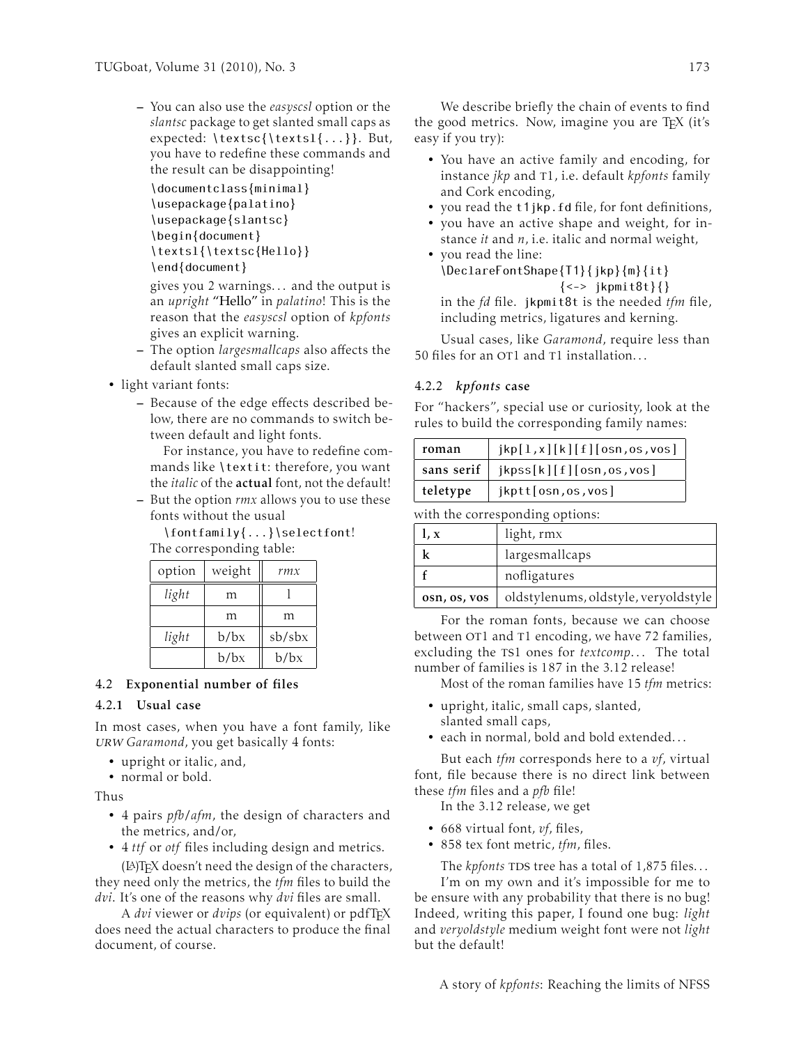– You can also use the *easyscsl* option or the *slantsc* package to get slanted small caps as expected: `\textsc{\textsl{...}}`. But, you have to redefine these commands and the result can be disappointing!

```
\documentclass{minimal}
\usepackage{palatino}
\usepackage{slantsc}
\begin{document}
\textsl{\textsc{Hello}}
\end{document}
```

gives you 2 warnings... and the output is an *upright* "Hello" in *palatino*! This is the reason that the *easyscsl* option of *kpfonts* gives an explicit warning.

– The option *largesmallcaps* also affects the default slanted small caps size.

- light variant fonts:
  – Because of the edge effects described below, there are no commands to switch between default and light fonts.

    For instance, you have to redefine commands like `\textit`: therefore, you want the *italic* of the **actual** font, not the default!

  – But the option *rmx* allows you to use these fonts without the usual

    `\fontfamily{...}\selectfont`!

    The corresponding table:

| option | weight | *rmx* |
|---|---|---|
| *light* | m | l |
| | m | m |
| *light* | b/bx | sb/sbx |
| | b/bx | b/bx |

## 4.2 Exponential number of files

### 4.2.1 Usual case

In most cases, when you have a font family, like *URW Garamond*, you get basically 4 fonts:

- upright or italic, and,
- normal or bold.

Thus

- 4 pairs *pfb*/*afm*, the design of characters and the metrics, and/or,
- 4 *ttf* or *otf* files including design and metrics.

(LA)TEX doesn't need the design of the characters, they need only the metrics, the *tfm* files to build the *dvi*. It's one of the reasons why *dvi* files are small.

A *dvi* viewer or *dvips* (or equivalent) or pdfTEX does need the actual characters to produce the final document, of course.

We describe briefly the chain of events to find the good metrics. Now, imagine you are TEX (it's easy if you try):

- You have an active family and encoding, for instance *jkp* and T1, i.e. default *kpfonts* family and Cork encoding,
- you read the `t1jkp.fd` file, for font definitions,
- you have an active shape and weight, for instance *it* and *n*, i.e. italic and normal weight,
- you read the line:

  ```
  \DeclareFontShape{T1}{jkp}{m}{it}
                  {<-> jkpmit8t}{}
  ```

  in the *fd* file. `jkpmit8t` is the needed *tfm* file, including metrics, ligatures and kerning.

Usual cases, like *Garamond*, require less than 50 files for an OT1 and T1 installation...

### 4.2.2 *kpfonts* case

For "hackers", special use or curiosity, look at the rules to build the corresponding family names:

| | |
|---|---|
| **roman** | `jkp[l,x][k][f][osn,os,vos]` |
| **sans serif** | `jkpss[k][f][osn,os,vos]` |
| **teletype** | `jkptt[osn,os,vos]` |

with the corresponding options:

| | |
|---|---|
| **l, x** | light, rmx |
| **k** | largesmallcaps |
| **f** | noligatures |
| **osn, os, vos** | oldstylenums, oldstyle, veryoldstyle |

For the roman fonts, because we can choose between OT1 and T1 encoding, we have 72 families, excluding the TS1 ones for *textcomp*... The total number of families is 187 in the 3.12 release!

Most of the roman families have 15 *tfm* metrics:

- upright, italic, small caps, slanted, slanted small caps,
- each in normal, bold and bold extended...

But each *tfm* corresponds here to a *vf*, virtual font, file because there is no direct link between these *tfm* files and a *pfb* file!

In the 3.12 release, we get

- 668 virtual font, *vf*, files,
- 858 tex font metric, *tfm*, files.

The *kpfonts* TDS tree has a total of 1,875 files...

I'm on my own and it's impossible for me to be ensure with any probability that there is no bug! Indeed, writing this paper, I found one bug: *light* and *veryoldstyle* medium weight font were not *light* but the default!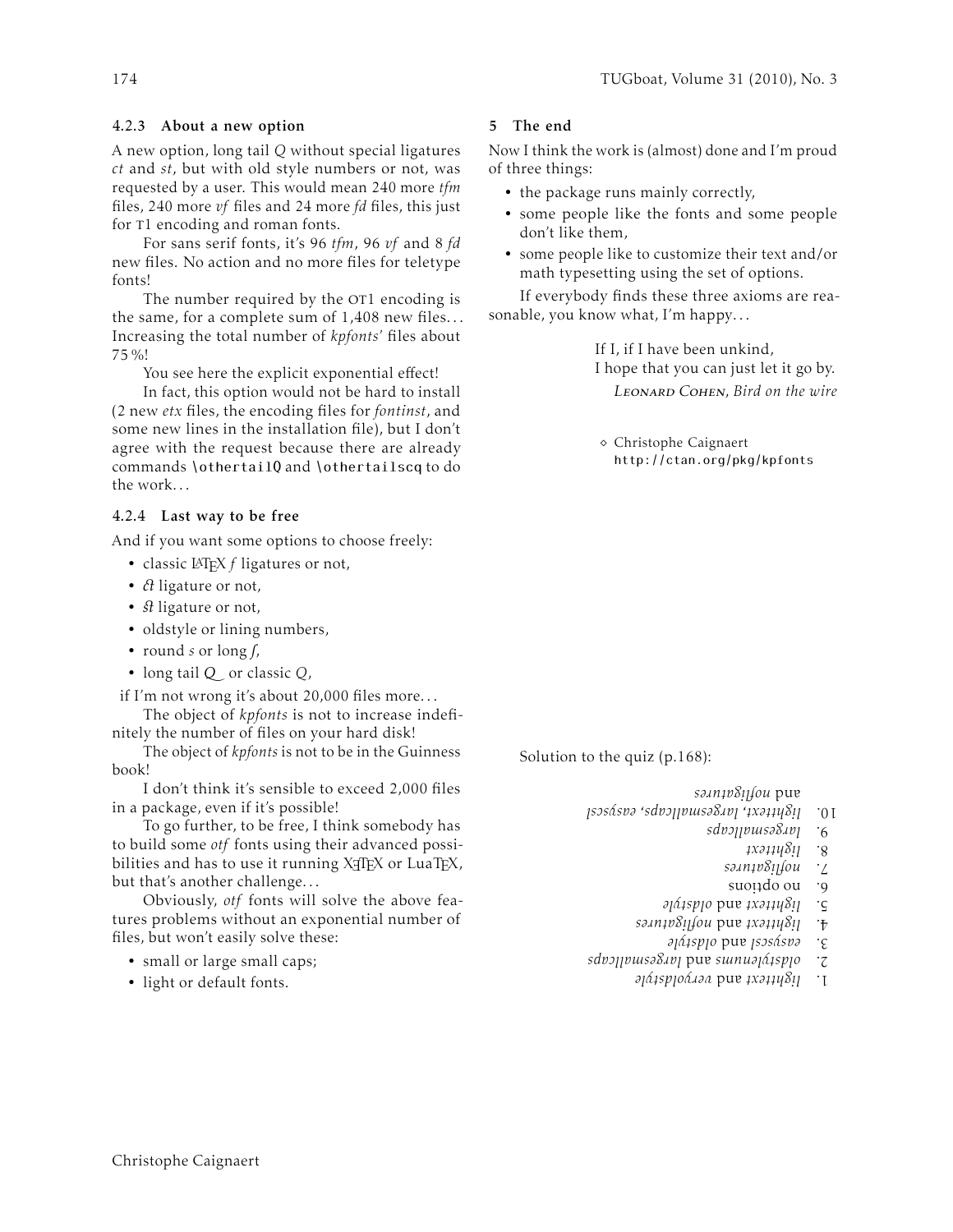#### 4.2.3 About a new option

A new option, long tail *Q* without special ligatures *ct* and *st*, but with old style numbers or not, was requested by a user. This would mean 240 more *tfm* files, 240 more *vf* files and 24 more *fd* files, this just for T1 encoding and roman fonts.

For sans serif fonts, it's 96 *tfm*, 96 *vf* and 8 *fd* new files. No action and no more files for teletype fonts!

The number required by the OT1 encoding is the same, for a complete sum of 1,408 new files... Increasing the total number of *kpfonts'* files about 75%!

You see here the explicit exponential effect!

In fact, this option would not be hard to install (2 new *etx* files, the encoding files for *fontinst*, and some new lines in the installation file), but I don't agree with the request because there are already commands `\othertailQ` and `\othertailscq` to do the work...

#### 4.2.4 Last way to be free

And if you want some options to choose freely:

- classic LaTeX *f* ligatures or not,
- *ct* ligature or not,
- *st* ligature or not,
- oldstyle or lining numbers,
- round *s* or long *ſ*,
- long tail *Q* or classic *Q*,

if I'm not wrong it's about 20,000 files more...

The object of *kpfonts* is not to increase indefinitely the number of files on your hard disk!

The object of *kpfonts* is not to be in the Guinness book!

I don't think it's sensible to exceed 2,000 files in a package, even if it's possible!

To go further, to be free, I think somebody has to build some *otf* fonts using their advanced possibilities and has to use it running XeTeX or LuaTeX, but that's another challenge...

Obviously, *otf* fonts will solve the above features problems without an exponential number of files, but won't easily solve these:

- small or large small caps;
- light or default fonts.

## 5 The end

Now I think the work is (almost) done and I'm proud of three things:

- the package runs mainly correctly,
- some people like the fonts and some people don't like them,
- some people like to customize their text and/or math typesetting using the set of options.

If everybody finds these three axioms are reasonable, you know what, I'm happy...

> If I, if I have been unkind,
> I hope that you can just let it go by.
> *Leonard Cohen*, *Bird on the wire*

◇ Christophe Caignaert
http://ctan.org/pkg/kpfonts

Solution to the quiz (p.168):

1. *lighttext* and *veryoldstyle*
2. *oldstylenums* and *largesmallcaps*
3. *easyscsl* and *oldstyle*
4. *lighttext* and *nofligatures*
5. *lighttext* and *oldstyle*
6. no options
7. *nofligatures*
8. *lighttext*
9. *largesmallcaps*
10. *lighttext*, *largesmallcaps*, *easyscsl* and *nofligatures*